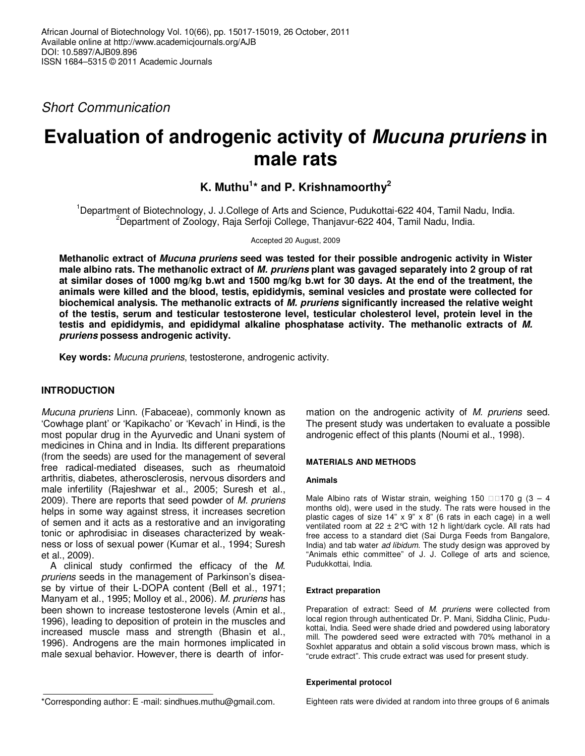*Short Communication*

# Evaluation of androgenic activity of *Mucuna pruriens* in male rats

**K. Muthu[1]* and P. Krishnamoorthy[2]**

[1]Department of Biotechnology, J. J.College of Arts and Science, Pudukottai-622 404, Tamil Nadu, India.
[2]Department of Zoology, Raja Serfoji College, Thanjavur-622 404, Tamil Nadu, India.

Accepted 20 August, 2009

**Methanolic extract of *Mucuna pruriens* seed was tested for their possible androgenic activity in Wister male albino rats. The methanolic extract of *M. pruriens* plant was gavaged separately into 2 group of rat at similar doses of 1000 mg/kg b.wt and 1500 mg/kg b.wt for 30 days. At the end of the treatment, the animals were killed and the blood, testis, epididymis, seminal vesicles and prostate were collected for biochemical analysis. The methanolic extracts of *M. pruriens* significantly increased the relative weight of the testis, serum and testicular testosterone level, testicular cholesterol level, protein level in the testis and epididymis, and epididymal alkaline phosphatase activity. The methanolic extracts of *M. pruriens* possess androgenic activity.**

**Key words:** *Mucuna pruriens*, testosterone, androgenic activity.

## INTRODUCTION

*Mucuna pruriens* Linn. (Fabaceae), commonly known as 'Cowhage plant' or 'Kapikacho' or 'Kevach' in Hindi, is the most popular drug in the Ayurvedic and Unani system of medicines in China and in India. Its different preparations (from the seeds) are used for the management of several free radical-mediated diseases, such as rheumatoid arthritis, diabetes, atherosclerosis, nervous disorders and male infertility (Rajeshwar et al., 2005; Suresh et al., 2009). There are reports that seed powder of *M. pruriens* helps in some way against stress, it increases secretion of semen and it acts as a restorative and an invigorating tonic or aphrodisiac in diseases characterized by weakness or loss of sexual power (Kumar et al., 1994; Suresh et al., 2009).

A clinical study confirmed the efficacy of the *M. pruriens* seeds in the management of Parkinson's disease by virtue of their L-DOPA content (Bell et al., 1971; Manyam et al., 1995; Molloy et al., 2006). *M. pruriens* has been shown to increase testosterone levels (Amin et al., 1996), leading to deposition of protein in the muscles and increased muscle mass and strength (Bhasin et al., 1996). Androgens are the main hormones implicated in male sexual behavior. However, there is dearth of information on the androgenic activity of *M. pruriens* seed. The present study was undertaken to evaluate a possible androgenic effect of this plants (Noumi et al., 1998).

## MATERIALS AND METHODS

### Animals

Male Albino rats of Wistar strain, weighing 150 – 170 g (3 – 4 months old), were used in the study. The rats were housed in the plastic cages of size 14" x 9" x 8" (6 rats in each cage) in a well ventilated room at 22 ± 2°C with 12 h light/dark cycle. All rats had free access to a standard diet (Sai Durga Feeds from Bangalore, India) and tab water *ad libidum*. The study design was approved by "Animals ethic committee" of J. J. College of arts and science, Pudukkottai, India.

### Extract preparation

Preparation of extract: Seed of *M. pruriens* were collected from local region through authenticated Dr. P. Mani, Siddha Clinic, Pudukottai, India. Seed were shade dried and powdered using laboratory mill. The powdered seed were extracted with 70% methanol in a Soxhlet apparatus and obtain a solid viscous brown mass, which is "crude extract". This crude extract was used for present study.

### Experimental protocol

Eighteen rats were divided at random into three groups of 6 animals

*Corresponding author: E -mail: sindhues.muthu@gmail.com.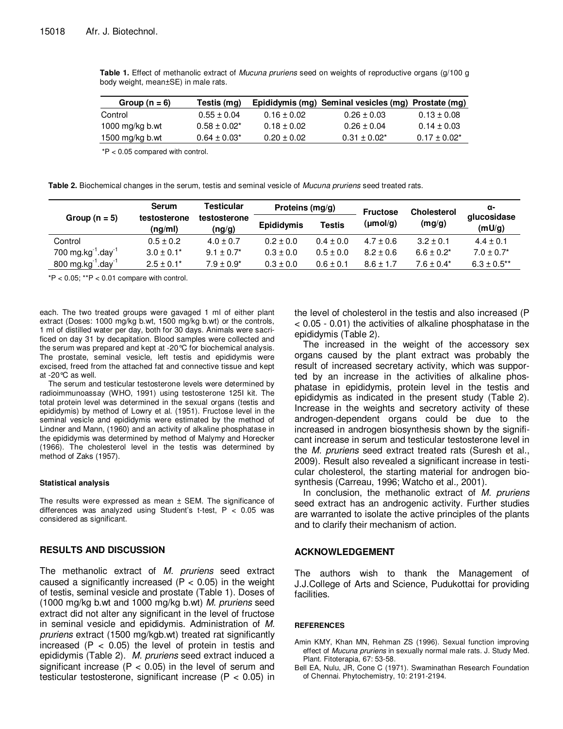**Table 1.** Effect of methanolic extract of *Mucuna pruriens* seed on weights of reproductive organs (g/100 g body weight, mean±SE) in male rats.

| Group (n = 6) | Testis (mg) | Epididymis (mg) | Seminal vesicles (mg) | Prostate (mg) |
|---|---|---|---|---|
| Control | 0.55 ± 0.04 | 0.16 ± 0.02 | 0.26 ± 0.03 | 0.13 ± 0.08 |
| 1000 mg/kg b.wt | 0.58 ± 0.02* | 0.18 ± 0.02 | 0.26 ± 0.04 | 0.14 ± 0.03 |
| 1500 mg/kg b.wt | 0.64 ± 0.03* | 0.20 ± 0.02 | 0.31 ± 0.02* | 0.17 ± 0.02* |

*P < 0.05 compared with control.

**Table 2.** Biochemical changes in the serum, testis and seminal vesicle of *Mucuna pruriens* seed treated rats.

| Group (n = 5) | Serum testosterone (ng/ml) | Testicular testosterone (ng/g) | Proteins (mg/g) | | Fructose (µmol/g) | Cholesterol (mg/g) | α-glucosidase (mU/g) |
|---|---|---|---|---|---|---|---|
| | | | Epididymis | Testis | | | |
| Control | 0.5 ± 0.2 | 4.0 ± 0.7 | 0.2 ± 0.0 | 0.4 ± 0.0 | 4.7 ± 0.6 | 3.2 ± 0.1 | 4.4 ± 0.1 |
| 700 $mg.kg^{-1}.day^{-1}$ | 3.0 ± 0.1* | 9.1 ± 0.7* | 0.3 ± 0.0 | 0.5 ± 0.0 | 8.2 ± 0.6 | 6.6 ± 0.2* | 7.0 ± 0.7* |
| 800 $mg.kg^{-1}.day^{-1}$ | 2.5 ± 0.1* | 7.9 ± 0.9* | 0.3 ± 0.0 | 0.6 ± 0.1 | 8.6 ± 1.7 | 7.6 ± 0.4* | 6.3 ± 0.5** |

*P < 0.05; **P < 0.01 compare with control.

each. The two treated groups were gavaged 1 ml of either plant extract (Doses: 1000 mg/kg b.wt, 1500 mg/kg b.wt) or the controls, 1 ml of distilled water per day, both for 30 days. Animals were sacrificed on day 31 by decapitation. Blood samples were collected and the serum was prepared and kept at -20°C for biochemical analysis. The prostate, seminal vesicle, left testis and epididymis were excised, freed from the attached fat and connective tissue and kept at -20°C as well.

The serum and testicular testosterone levels were determined by radioimmunoassay (WHO, 1991) using testosterone 125I kit. The total protein level was determined in the sexual organs (testis and epididymis) by method of Lowry et al. (1951). Fructose level in the seminal vesicle and epididymis were estimated by the method of Lindner and Mann, (1960) and an activity of alkaline phosphatase in the epididymis was determined by method of Malymy and Horecker (1966). The cholesterol level in the testis was determined by method of Zaks (1957).

#### Statistical analysis

The results were expressed as mean ± SEM. The significance of differences was analyzed using Student's t-test, $P < 0.05$ was considered as significant.

## RESULTS AND DISCUSSION

The methanolic extract of *M. pruriens* seed extract caused a significantly increased ($P < 0.05$) in the weight of testis, seminal vesicle and prostate (Table 1). Doses of (1000 mg/kg b.wt and 1000 mg/kg b.wt) *M. pruriens* seed extract did not alter any significant in the level of fructose in seminal vesicle and epididymis. Administration of *M. pruriens* extract (1500 mg/kgb.wt) treated rat significantly increased ($P < 0.05$) the level of protein in testis and epididymis (Table 2). *M. pruriens* seed extract induced a significant increase ($P < 0.05$) in the level of serum and testicular testosterone, significant increase ($P < 0.05$) in the level of cholesterol in the testis and also increased (P < 0.05 - 0.01) the activities of alkaline phosphatase in the epididymis (Table 2).

The increased in the weight of the accessory sex organs caused by the plant extract was probably the result of increased secretary activity, which was supported by an increase in the activities of alkaline phosphatase in epididymis, protein level in the testis and epididymis as indicated in the present study (Table 2). Increase in the weights and secretory activity of these androgen-dependent organs could be due to the increased in androgen biosynthesis shown by the significant increase in serum and testicular testosterone level in the *M. pruriens* seed extract treated rats (Suresh et al., 2009). Result also revealed a significant increase in testicular cholesterol, the starting material for androgen biosynthesis (Carreau, 1996; Watcho et al*.,* 2001).

In conclusion, the methanolic extract of *M. pruriens* seed extract has an androgenic activity. Further studies are warranted to isolate the active principles of the plants and to clarify their mechanism of action.

## ACKNOWLEDGEMENT

The authors wish to thank the Management of J.J.College of Arts and Science, Pudukottai for providing facilities.

#### REFERENCES

Amin KMY, Khan MN, Rehman ZS (1996). Sexual function improving effect of *Mucuna pruriens* in sexually normal male rats. J. Study Med. Plant. Fitoterapia, 67: 53-58.

Bell EA, Nulu, JR, Cone C (1971). Swaminathan Research Foundation of Chennai. Phytochemistry, 10: 2191-2194.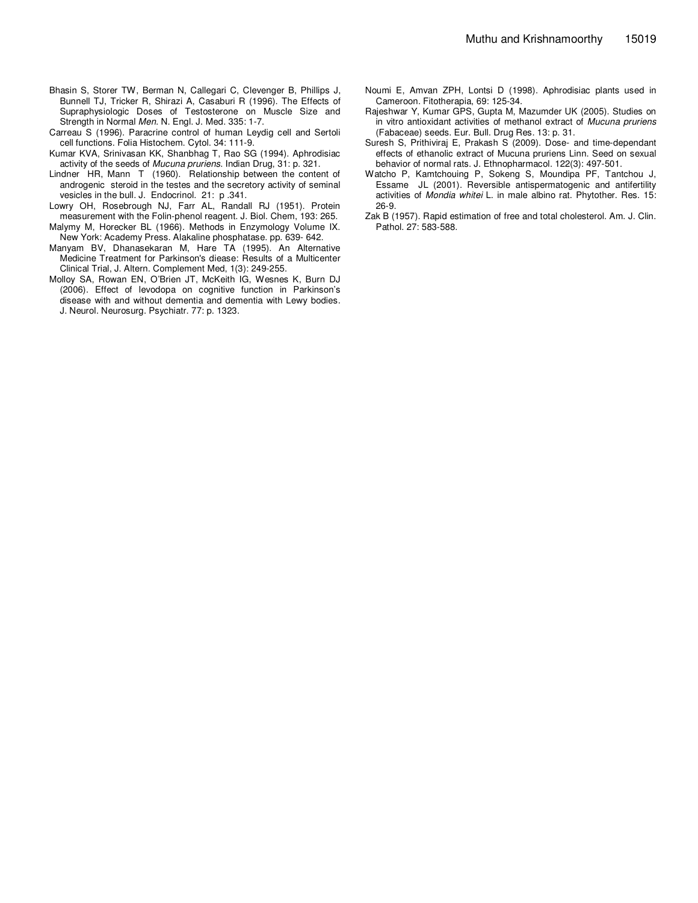Bhasin S, Storer TW, Berman N, Callegari C, Clevenger B, Phillips J, Bunnell TJ, Tricker R, Shirazi A, Casaburi R (1996). The Effects of Supraphysiologic Doses of Testosterone on Muscle Size and Strength in Normal *Men.* N. Engl. J. Med. 335: 1-7.

Carreau S (1996). Paracrine control of human Leydig cell and Sertoli cell functions. Folia Histochem. Cytol. 34: 111-9.

Kumar KVA, Srinivasan KK, Shanbhag T, Rao SG (1994). Aphrodisiac activity of the seeds of *Mucuna pruriens*. Indian Drug, 31: p. 321.

Lindner HR, Mann T (1960). Relationship between the content of androgenic steroid in the testes and the secretory activity of seminal vesicles in the bull. J. Endocrinol. 21: p .341.

Lowry OH, Rosebrough NJ, Farr AL, Randall RJ (1951). Protein measurement with the Folin-phenol reagent. J. Biol. Chem, 193: 265.

Malymy M, Horecker BL (1966). Methods in Enzymology Volume IX. New York: Academy Press. Alakaline phosphatase. pp. 639- 642.

Manyam BV, Dhanasekaran M, Hare TA (1995). An Alternative Medicine Treatment for Parkinson's diease: Results of a Multicenter Clinical Trial, J. Altern. Complement Med, 1(3): 249-255.

Molloy SA, Rowan EN, O'Brien JT, McKeith IG, Wesnes K, Burn DJ (2006). Effect of levodopa on cognitive function in Parkinson's disease with and without dementia and dementia with Lewy bodies. J. Neurol. Neurosurg. Psychiatr. 77: p. 1323.

Noumi E, Amvan ZPH, Lontsi D (1998). Aphrodisiac plants used in Cameroon. Fitotherapia, 69: 125-34.

Rajeshwar Y, Kumar GPS, Gupta M, Mazumder UK (2005). Studies on in vitro antioxidant activities of methanol extract of *Mucuna pruriens* (Fabaceae) seeds. Eur. Bull. Drug Res. 13: p. 31.

Suresh S, Prithiviraj E, Prakash S (2009). Dose- and time-dependant effects of ethanolic extract of Mucuna pruriens Linn. Seed on sexual behavior of normal rats. J. Ethnopharmacol. 122(3): 497-501.

Watcho P, Kamtchouing P, Sokeng S, Moundipa PF, Tantchou J, Essame JL (2001). Reversible antispermatogenic and antifertility activities of *Mondia whitei* L. in male albino rat. Phytother. Res. 15: 26-9.

Zak B (1957). Rapid estimation of free and total cholesterol. Am. J. Clin. Pathol. 27: 583-588.